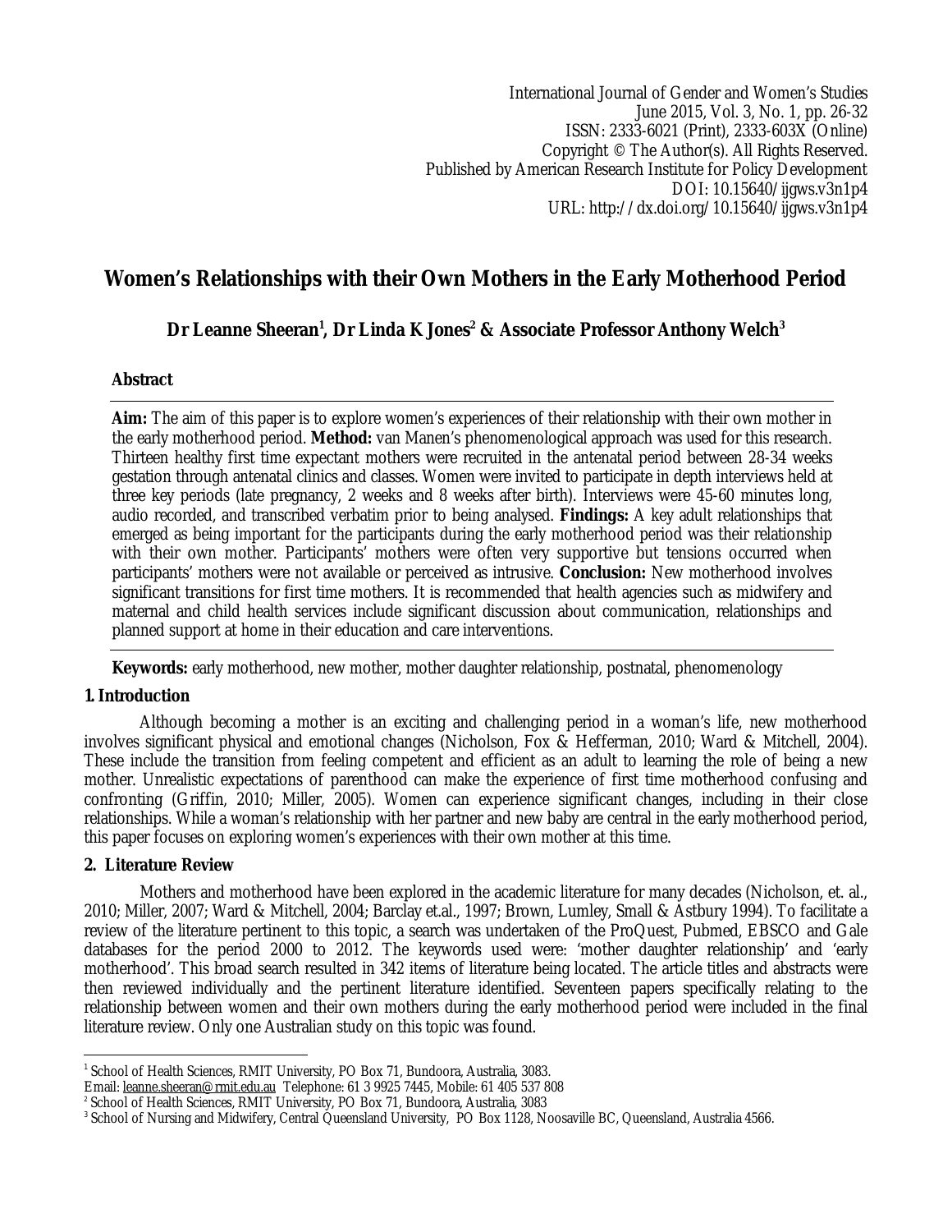International Journal of Gender and Women's Studies
June 2015, Vol. 3, No. 1, pp. 26-32
ISSN: 2333-6021 (Print), 2333-603X (Online)
Copyright © The Author(s). All Rights Reserved.
Published by American Research Institute for Policy Development
DOI: 10.15640/ijgws.v3n1p4
URL: http://dx.doi.org/10.15640/ijgws.v3n1p4

# Women's Relationships with their Own Mothers in the Early Motherhood Period

**Dr Leanne Sheeran[1], Dr Linda K Jones[2] & Associate Professor Anthony Welch[3]**

## Abstract

**Aim:** The aim of this paper is to explore women's experiences of their relationship with their own mother in the early motherhood period. **Method:** van Manen's phenomenological approach was used for this research. Thirteen healthy first time expectant mothers were recruited in the antenatal period between 28-34 weeks gestation through antenatal clinics and classes. Women were invited to participate in depth interviews held at three key periods (late pregnancy, 2 weeks and 8 weeks after birth). Interviews were 45-60 minutes long, audio recorded, and transcribed verbatim prior to being analysed. **Findings:** A key adult relationships that emerged as being important for the participants during the early motherhood period was their relationship with their own mother. Participants' mothers were often very supportive but tensions occurred when participants' mothers were not available or perceived as intrusive. **Conclusion:** New motherhood involves significant transitions for first time mothers. It is recommended that health agencies such as midwifery and maternal and child health services include significant discussion about communication, relationships and planned support at home in their education and care interventions.

**Keywords:** early motherhood, new mother, mother daughter relationship, postnatal, phenomenology

## 1. Introduction

Although becoming a mother is an exciting and challenging period in a woman's life, new motherhood involves significant physical and emotional changes (Nicholson, Fox & Hefferman, 2010; Ward & Mitchell, 2004). These include the transition from feeling competent and efficient as an adult to learning the role of being a new mother. Unrealistic expectations of parenthood can make the experience of first time motherhood confusing and confronting (Griffin, 2010; Miller, 2005). Women can experience significant changes, including in their close relationships. While a woman's relationship with her partner and new baby are central in the early motherhood period, this paper focuses on exploring women's experiences with their own mother at this time.

## 2. Literature Review

Mothers and motherhood have been explored in the academic literature for many decades (Nicholson, et. al., 2010; Miller, 2007; Ward & Mitchell, 2004; Barclay et.al., 1997; Brown, Lumley, Small & Astbury 1994). To facilitate a review of the literature pertinent to this topic, a search was undertaken of the ProQuest, Pubmed, EBSCO and Gale databases for the period 2000 to 2012. The keywords used were: 'mother daughter relationship' and 'early motherhood'. This broad search resulted in 342 items of literature being located. The article titles and abstracts were then reviewed individually and the pertinent literature identified. Seventeen papers specifically relating to the relationship between women and their own mothers during the early motherhood period were included in the final literature review. Only one Australian study on this topic was found.

---

[1] School of Health Sciences, RMIT University, PO Box 71, Bundoora, Australia, 3083.
Email: leanne.sheeran@rmit.edu.au Telephone: 61 3 9925 7445, Mobile: 61 405 537 808

[2] School of Health Sciences, RMIT University, PO Box 71, Bundoora, Australia, 3083

[3] School of Nursing and Midwifery, Central Queensland University, PO Box 1128, Noosaville BC, Queensland, Australia 4566.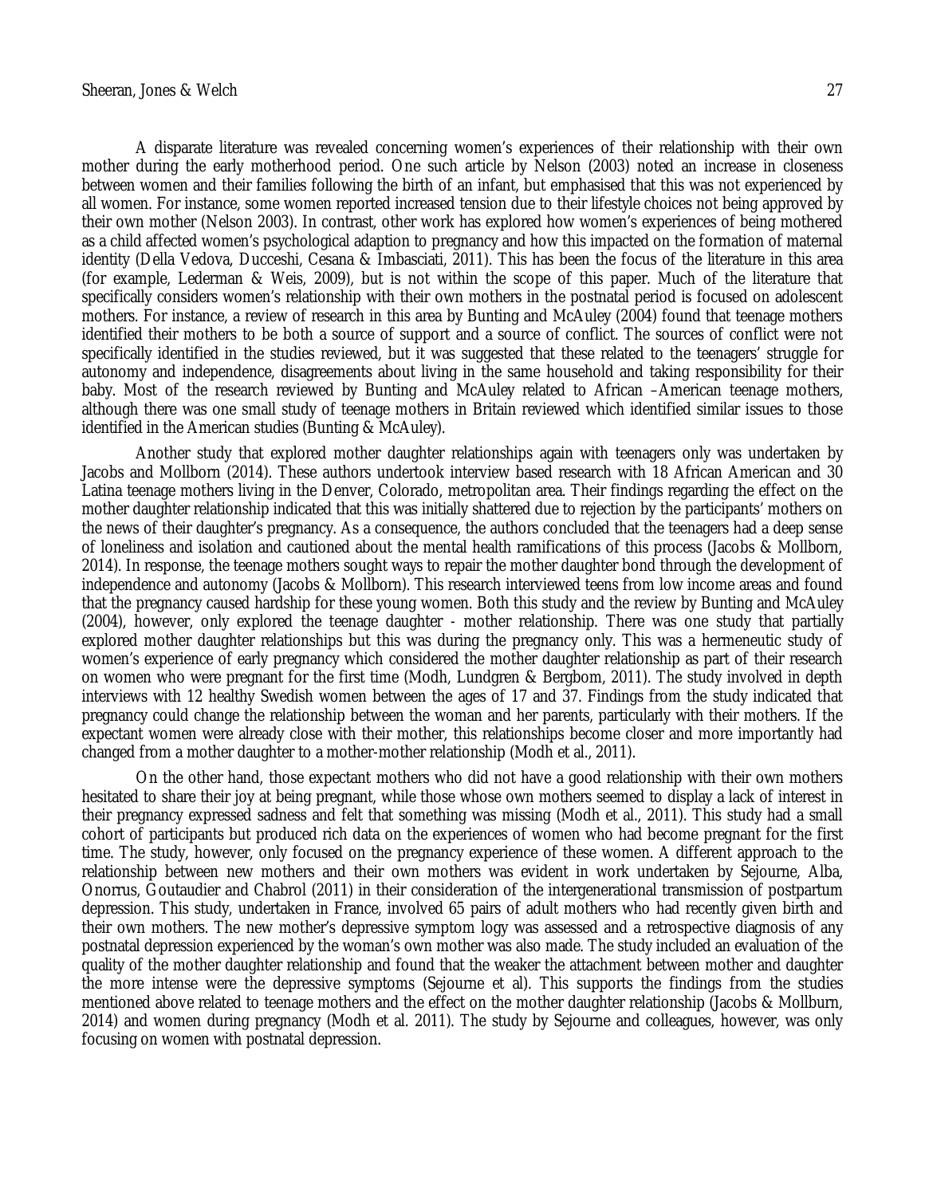A disparate literature was revealed concerning women's experiences of their relationship with their own mother during the early motherhood period. One such article by Nelson (2003) noted an increase in closeness between women and their families following the birth of an infant, but emphasised that this was not experienced by all women. For instance, some women reported increased tension due to their lifestyle choices not being approved by their own mother (Nelson 2003). In contrast, other work has explored how women's experiences of being mothered as a child affected women's psychological adaption to pregnancy and how this impacted on the formation of maternal identity (Della Vedova, Ducceshi, Cesana & Imbasciati, 2011). This has been the focus of the literature in this area (for example, Lederman & Weis, 2009), but is not within the scope of this paper. Much of the literature that specifically considers women's relationship with their own mothers in the postnatal period is focused on adolescent mothers. For instance, a review of research in this area by Bunting and McAuley (2004) found that teenage mothers identified their mothers to be both a source of support and a source of conflict. The sources of conflict were not specifically identified in the studies reviewed, but it was suggested that these related to the teenagers' struggle for autonomy and independence, disagreements about living in the same household and taking responsibility for their baby. Most of the research reviewed by Bunting and McAuley related to African –American teenage mothers, although there was one small study of teenage mothers in Britain reviewed which identified similar issues to those identified in the American studies (Bunting & McAuley).

Another study that explored mother daughter relationships again with teenagers only was undertaken by Jacobs and Mollborn (2014). These authors undertook interview based research with 18 African American and 30 Latina teenage mothers living in the Denver, Colorado, metropolitan area. Their findings regarding the effect on the mother daughter relationship indicated that this was initially shattered due to rejection by the participants' mothers on the news of their daughter's pregnancy. As a consequence, the authors concluded that the teenagers had a deep sense of loneliness and isolation and cautioned about the mental health ramifications of this process (Jacobs & Mollborn, 2014). In response, the teenage mothers sought ways to repair the mother daughter bond through the development of independence and autonomy (Jacobs & Mollborn). This research interviewed teens from low income areas and found that the pregnancy caused hardship for these young women. Both this study and the review by Bunting and McAuley (2004), however, only explored the teenage daughter - mother relationship. There was one study that partially explored mother daughter relationships but this was during the pregnancy only. This was a hermeneutic study of women's experience of early pregnancy which considered the mother daughter relationship as part of their research on women who were pregnant for the first time (Modh, Lundgren & Bergbom, 2011). The study involved in depth interviews with 12 healthy Swedish women between the ages of 17 and 37. Findings from the study indicated that pregnancy could change the relationship between the woman and her parents, particularly with their mothers. If the expectant women were already close with their mother, this relationships become closer and more importantly had changed from a mother daughter to a mother-mother relationship (Modh et al., 2011).

On the other hand, those expectant mothers who did not have a good relationship with their own mothers hesitated to share their joy at being pregnant, while those whose own mothers seemed to display a lack of interest in their pregnancy expressed sadness and felt that something was missing (Modh et al., 2011). This study had a small cohort of participants but produced rich data on the experiences of women who had become pregnant for the first time. The study, however, only focused on the pregnancy experience of these women. A different approach to the relationship between new mothers and their own mothers was evident in work undertaken by Sejourne, Alba, Onorrus, Goutaudier and Chabrol (2011) in their consideration of the intergenerational transmission of postpartum depression. This study, undertaken in France, involved 65 pairs of adult mothers who had recently given birth and their own mothers. The new mother's depressive symptom logy was assessed and a retrospective diagnosis of any postnatal depression experienced by the woman's own mother was also made. The study included an evaluation of the quality of the mother daughter relationship and found that the weaker the attachment between mother and daughter the more intense were the depressive symptoms (Sejourne et al). This supports the findings from the studies mentioned above related to teenage mothers and the effect on the mother daughter relationship (Jacobs & Mollburn, 2014) and women during pregnancy (Modh et al. 2011). The study by Sejourne and colleagues, however, was only focusing on women with postnatal depression.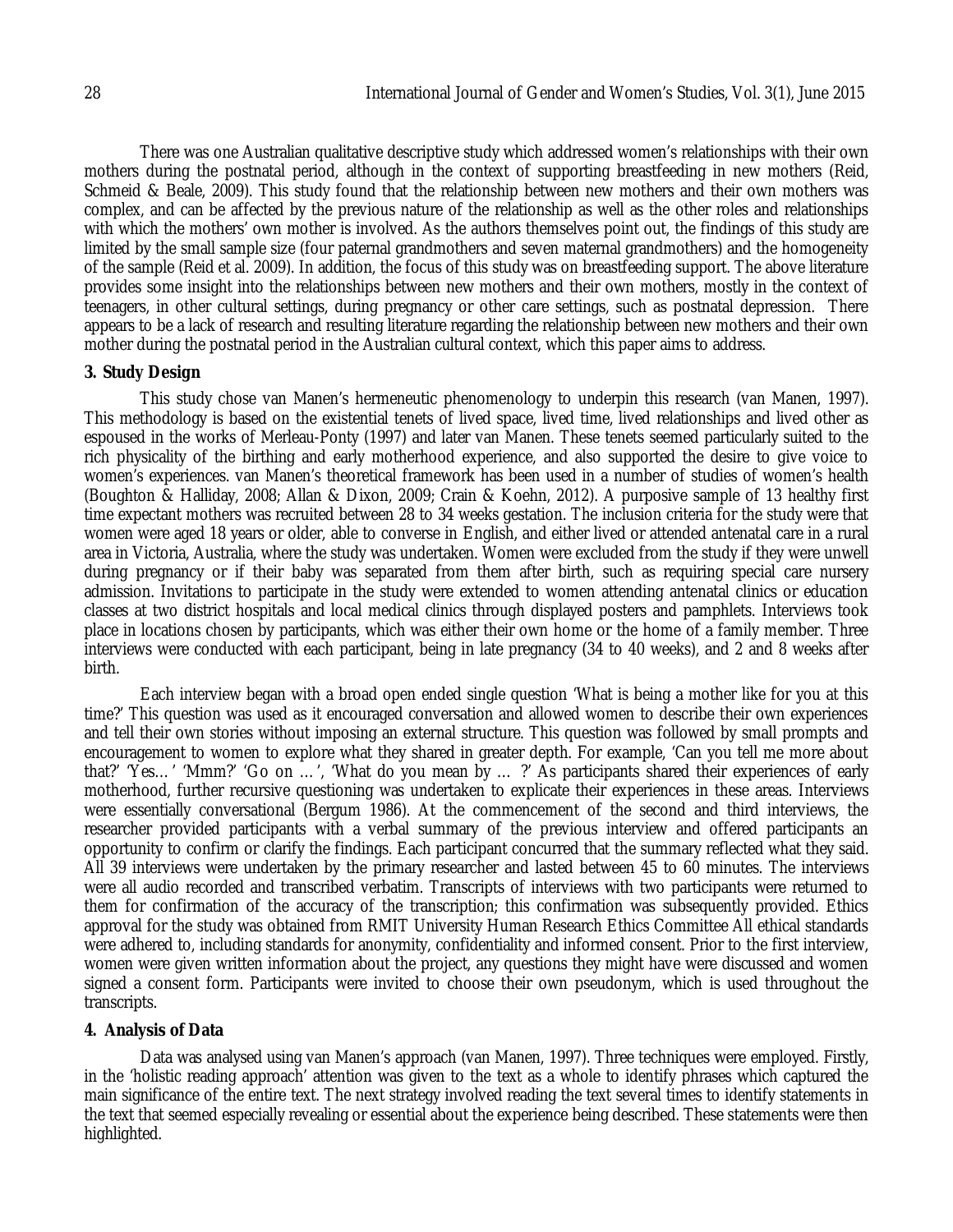There was one Australian qualitative descriptive study which addressed women's relationships with their own mothers during the postnatal period, although in the context of supporting breastfeeding in new mothers (Reid, Schmeid & Beale, 2009). This study found that the relationship between new mothers and their own mothers was complex, and can be affected by the previous nature of the relationship as well as the other roles and relationships with which the mothers' own mother is involved. As the authors themselves point out, the findings of this study are limited by the small sample size (four paternal grandmothers and seven maternal grandmothers) and the homogeneity of the sample (Reid et al. 2009). In addition, the focus of this study was on breastfeeding support. The above literature provides some insight into the relationships between new mothers and their own mothers, mostly in the context of teenagers, in other cultural settings, during pregnancy or other care settings, such as postnatal depression. There appears to be a lack of research and resulting literature regarding the relationship between new mothers and their own mother during the postnatal period in the Australian cultural context, which this paper aims to address.

## 3. Study Design

This study chose van Manen's hermeneutic phenomenology to underpin this research (van Manen, 1997). This methodology is based on the existential tenets of lived space, lived time, lived relationships and lived other as espoused in the works of Merleau-Ponty (1997) and later van Manen. These tenets seemed particularly suited to the rich physicality of the birthing and early motherhood experience, and also supported the desire to give voice to women's experiences. van Manen's theoretical framework has been used in a number of studies of women's health (Boughton & Halliday, 2008; Allan & Dixon, 2009; Crain & Koehn, 2012). A purposive sample of 13 healthy first time expectant mothers was recruited between 28 to 34 weeks gestation. The inclusion criteria for the study were that women were aged 18 years or older, able to converse in English, and either lived or attended antenatal care in a rural area in Victoria, Australia, where the study was undertaken. Women were excluded from the study if they were unwell during pregnancy or if their baby was separated from them after birth, such as requiring special care nursery admission. Invitations to participate in the study were extended to women attending antenatal clinics or education classes at two district hospitals and local medical clinics through displayed posters and pamphlets. Interviews took place in locations chosen by participants, which was either their own home or the home of a family member. Three interviews were conducted with each participant, being in late pregnancy (34 to 40 weeks), and 2 and 8 weeks after birth.

Each interview began with a broad open ended single question 'What is being a mother like for you at this time?' This question was used as it encouraged conversation and allowed women to describe their own experiences and tell their own stories without imposing an external structure. This question was followed by small prompts and encouragement to women to explore what they shared in greater depth. For example, 'Can you tell me more about that?' 'Yes…' 'Mmm?' 'Go on …', 'What do you mean by … ?' As participants shared their experiences of early motherhood, further recursive questioning was undertaken to explicate their experiences in these areas. Interviews were essentially conversational (Bergum 1986). At the commencement of the second and third interviews, the researcher provided participants with a verbal summary of the previous interview and offered participants an opportunity to confirm or clarify the findings. Each participant concurred that the summary reflected what they said. All 39 interviews were undertaken by the primary researcher and lasted between 45 to 60 minutes. The interviews were all audio recorded and transcribed verbatim. Transcripts of interviews with two participants were returned to them for confirmation of the accuracy of the transcription; this confirmation was subsequently provided. Ethics approval for the study was obtained from RMIT University Human Research Ethics Committee All ethical standards were adhered to, including standards for anonymity, confidentiality and informed consent. Prior to the first interview, women were given written information about the project, any questions they might have were discussed and women signed a consent form. Participants were invited to choose their own pseudonym, which is used throughout the transcripts.

## 4. Analysis of Data

Data was analysed using van Manen's approach (van Manen, 1997). Three techniques were employed. Firstly, in the 'holistic reading approach' attention was given to the text as a whole to identify phrases which captured the main significance of the entire text. The next strategy involved reading the text several times to identify statements in the text that seemed especially revealing or essential about the experience being described. These statements were then highlighted.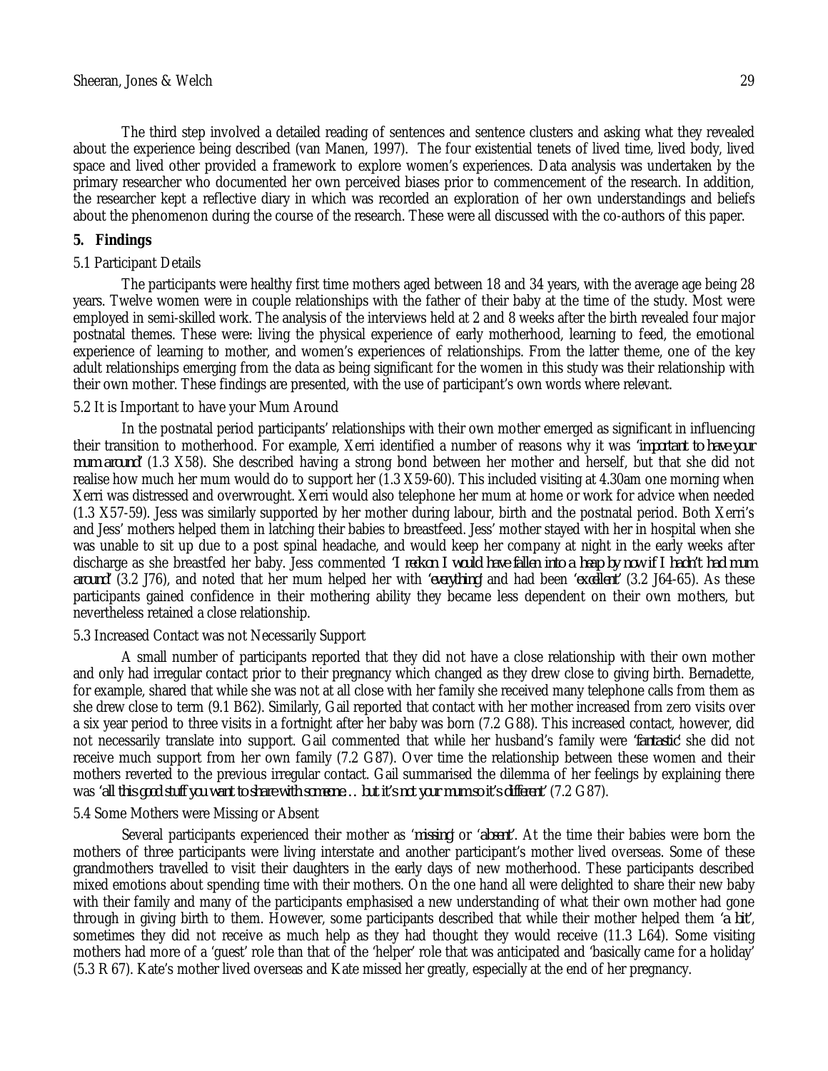The third step involved a detailed reading of sentences and sentence clusters and asking what they revealed about the experience being described (van Manen, 1997). The four existential tenets of lived time, lived body, lived space and lived other provided a framework to explore women's experiences. Data analysis was undertaken by the primary researcher who documented her own perceived biases prior to commencement of the research. In addition, the researcher kept a reflective diary in which was recorded an exploration of her own understandings and beliefs about the phenomenon during the course of the research. These were all discussed with the co-authors of this paper.

## 5. Findings

### 5.1 Participant Details

The participants were healthy first time mothers aged between 18 and 34 years, with the average age being 28 years. Twelve women were in couple relationships with the father of their baby at the time of the study. Most were employed in semi-skilled work. The analysis of the interviews held at 2 and 8 weeks after the birth revealed four major postnatal themes. These were: living the physical experience of early motherhood, learning to feed, the emotional experience of learning to mother, and women's experiences of relationships. From the latter theme, one of the key adult relationships emerging from the data as being significant for the women in this study was their relationship with their own mother. These findings are presented, with the use of participant's own words where relevant.

### 5.2 It is Important to have your Mum Around

In the postnatal period participants' relationships with their own mother emerged as significant in influencing their transition to motherhood. For example, Xerri identified a number of reasons why it was *'important to have your mum around'* (1.3 X58). She described having a strong bond between her mother and herself, but that she did not realise how much her mum would do to support her (1.3 X59-60). This included visiting at 4.30am one morning when Xerri was distressed and overwrought. Xerri would also telephone her mum at home or work for advice when needed (1.3 X57-59). Jess was similarly supported by her mother during labour, birth and the postnatal period. Both Xerri's and Jess' mothers helped them in latching their babies to breastfeed. Jess' mother stayed with her in hospital when she was unable to sit up due to a post spinal headache, and would keep her company at night in the early weeks after discharge as she breastfed her baby. Jess commented *'I reckon I would have fallen into a heap by now if I hadn't had mum around'* (3.2 J76), and noted that her mum helped her with *'everything'* and had been *'excellent'* (3.2 J64-65). As these participants gained confidence in their mothering ability they became less dependent on their own mothers, but nevertheless retained a close relationship.

### 5.3 Increased Contact was not Necessarily Support

A small number of participants reported that they did not have a close relationship with their own mother and only had irregular contact prior to their pregnancy which changed as they drew close to giving birth. Bernadette, for example, shared that while she was not at all close with her family she received many telephone calls from them as she drew close to term (9.1 B62). Similarly, Gail reported that contact with her mother increased from zero visits over a six year period to three visits in a fortnight after her baby was born (7.2 G88). This increased contact, however, did not necessarily translate into support. Gail commented that while her husband's family were *'fantastic'* she did not receive much support from her own family (7.2 G87). Over time the relationship between these women and their mothers reverted to the previous irregular contact. Gail summarised the dilemma of her feelings by explaining there was *'all this good stuff you want to share with someone … but it's not your mum so it's different'* (7.2 G87).

### 5.4 Some Mothers were Missing or Absent

Several participants experienced their mother as *'missing'* or *'absent'*. At the time their babies were born the mothers of three participants were living interstate and another participant's mother lived overseas. Some of these grandmothers travelled to visit their daughters in the early days of new motherhood. These participants described mixed emotions about spending time with their mothers. On the one hand all were delighted to share their new baby with their family and many of the participants emphasised a new understanding of what their own mother had gone through in giving birth to them. However, some participants described that while their mother helped them *'a bit'*, sometimes they did not receive as much help as they had thought they would receive (11.3 L64). Some visiting mothers had more of a 'guest' role than that of the 'helper' role that was anticipated and 'basically came for a holiday' (5.3 R 67). Kate's mother lived overseas and Kate missed her greatly, especially at the end of her pregnancy.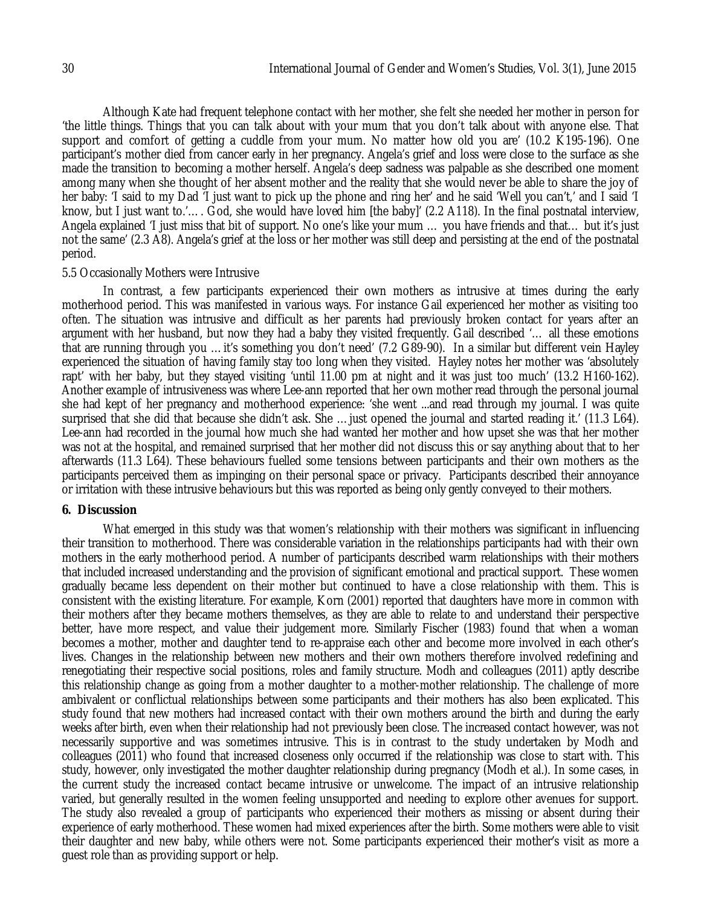Although Kate had frequent telephone contact with her mother, she felt she needed her mother in person for 'the little things. Things that you can talk about with your mum that you don't talk about with anyone else. That support and comfort of getting a cuddle from your mum. No matter how old you are' (10.2 K195-196). One participant's mother died from cancer early in her pregnancy. Angela's grief and loss were close to the surface as she made the transition to becoming a mother herself. Angela's deep sadness was palpable as she described one moment among many when she thought of her absent mother and the reality that she would never be able to share the joy of her baby: 'I said to my Dad 'I just want to pick up the phone and ring her' and he said 'Well you can't,' and I said 'I know, but I just want to.'…. God, she would have loved him [the baby]' (2.2 A118). In the final postnatal interview, Angela explained 'I just miss that bit of support. No one's like your mum … you have friends and that… but it's just not the same' (2.3 A8). Angela's grief at the loss or her mother was still deep and persisting at the end of the postnatal period.

### 5.5 Occasionally Mothers were Intrusive

In contrast, a few participants experienced their own mothers as intrusive at times during the early motherhood period. This was manifested in various ways. For instance Gail experienced her mother as visiting too often. The situation was intrusive and difficult as her parents had previously broken contact for years after an argument with her husband, but now they had a baby they visited frequently. Gail described '… all these emotions that are running through you …it's something you don't need' (7.2 G89-90). In a similar but different vein Hayley experienced the situation of having family stay too long when they visited. Hayley notes her mother was 'absolutely rapt' with her baby, but they stayed visiting 'until 11.00 pm at night and it was just too much' (13.2 H160-162). Another example of intrusiveness was where Lee-ann reported that her own mother read through the personal journal she had kept of her pregnancy and motherhood experience: 'she went ...and read through my journal. I was quite surprised that she did that because she didn't ask. She … just opened the journal and started reading it.' (11.3 L64). Lee-ann had recorded in the journal how much she had wanted her mother and how upset she was that her mother was not at the hospital, and remained surprised that her mother did not discuss this or say anything about that to her afterwards (11.3 L64). These behaviours fuelled some tensions between participants and their own mothers as the participants perceived them as impinging on their personal space or privacy. Participants described their annoyance or irritation with these intrusive behaviours but this was reported as being only gently conveyed to their mothers.

## 6. Discussion

What emerged in this study was that women's relationship with their mothers was significant in influencing their transition to motherhood. There was considerable variation in the relationships participants had with their own mothers in the early motherhood period. A number of participants described warm relationships with their mothers that included increased understanding and the provision of significant emotional and practical support. These women gradually became less dependent on their mother but continued to have a close relationship with them. This is consistent with the existing literature. For example, Korn (2001) reported that daughters have more in common with their mothers after they became mothers themselves, as they are able to relate to and understand their perspective better, have more respect, and value their judgement more. Similarly Fischer (1983) found that when a woman becomes a mother, mother and daughter tend to re-appraise each other and become more involved in each other's lives. Changes in the relationship between new mothers and their own mothers therefore involved redefining and renegotiating their respective social positions, roles and family structure. Modh and colleagues (2011) aptly describe this relationship change as going from a mother daughter to a mother-mother relationship. The challenge of more ambivalent or conflictual relationships between some participants and their mothers has also been explicated. This study found that new mothers had increased contact with their own mothers around the birth and during the early weeks after birth, even when their relationship had not previously been close. The increased contact however, was not necessarily supportive and was sometimes intrusive. This is in contrast to the study undertaken by Modh and colleagues (2011) who found that increased closeness only occurred if the relationship was close to start with. This study, however, only investigated the mother daughter relationship during pregnancy (Modh et al.). In some cases, in the current study the increased contact became intrusive or unwelcome. The impact of an intrusive relationship varied, but generally resulted in the women feeling unsupported and needing to explore other avenues for support. The study also revealed a group of participants who experienced their mothers as missing or absent during their experience of early motherhood. These women had mixed experiences after the birth. Some mothers were able to visit their daughter and new baby, while others were not. Some participants experienced their mother's visit as more a guest role than as providing support or help.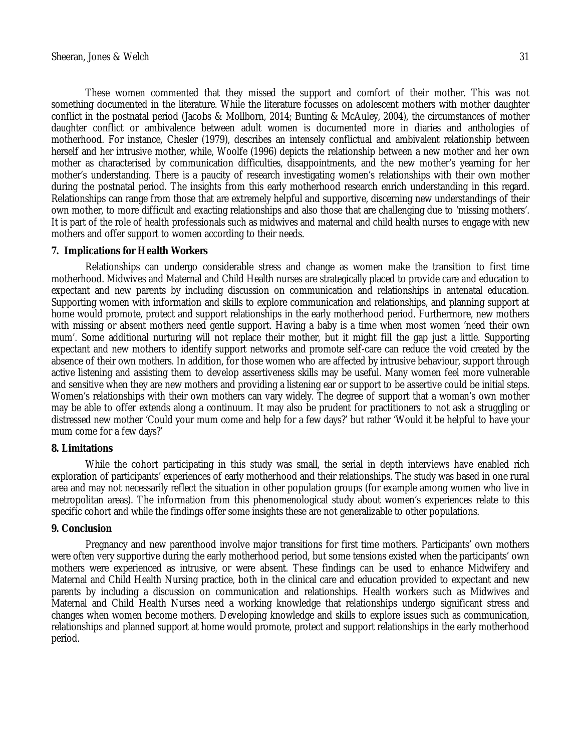These women commented that they missed the support and comfort of their mother. This was not something documented in the literature. While the literature focusses on adolescent mothers with mother daughter conflict in the postnatal period (Jacobs & Mollborn, 2014; Bunting & McAuley, 2004), the circumstances of mother daughter conflict or ambivalence between adult women is documented more in diaries and anthologies of motherhood. For instance, Chesler (1979), describes an intensely conflictual and ambivalent relationship between herself and her intrusive mother, while, Woolfe (1996) depicts the relationship between a new mother and her own mother as characterised by communication difficulties, disappointments, and the new mother's yearning for her mother's understanding. There is a paucity of research investigating women's relationships with their own mother during the postnatal period. The insights from this early motherhood research enrich understanding in this regard. Relationships can range from those that are extremely helpful and supportive, discerning new understandings of their own mother, to more difficult and exacting relationships and also those that are challenging due to 'missing mothers'. It is part of the role of health professionals such as midwives and maternal and child health nurses to engage with new mothers and offer support to women according to their needs.

## 7. Implications for Health Workers

Relationships can undergo considerable stress and change as women make the transition to first time motherhood. Midwives and Maternal and Child Health nurses are strategically placed to provide care and education to expectant and new parents by including discussion on communication and relationships in antenatal education. Supporting women with information and skills to explore communication and relationships, and planning support at home would promote, protect and support relationships in the early motherhood period. Furthermore, new mothers with missing or absent mothers need gentle support. Having a baby is a time when most women 'need their own mum'. Some additional nurturing will not replace their mother, but it might fill the gap just a little. Supporting expectant and new mothers to identify support networks and promote self-care can reduce the void created by the absence of their own mothers. In addition, for those women who are affected by intrusive behaviour, support through active listening and assisting them to develop assertiveness skills may be useful. Many women feel more vulnerable and sensitive when they are new mothers and providing a listening ear or support to be assertive could be initial steps. Women's relationships with their own mothers can vary widely. The degree of support that a woman's own mother may be able to offer extends along a continuum. It may also be prudent for practitioners to not ask a struggling or distressed new mother 'Could your mum come and help for a few days?' but rather 'Would it be helpful to have your mum come for a few days?'

## 8. Limitations

While the cohort participating in this study was small, the serial in depth interviews have enabled rich exploration of participants' experiences of early motherhood and their relationships. The study was based in one rural area and may not necessarily reflect the situation in other population groups (for example among women who live in metropolitan areas). The information from this phenomenological study about women's experiences relate to this specific cohort and while the findings offer some insights these are not generalizable to other populations.

## 9. Conclusion

Pregnancy and new parenthood involve major transitions for first time mothers. Participants' own mothers were often very supportive during the early motherhood period, but some tensions existed when the participants' own mothers were experienced as intrusive, or were absent. These findings can be used to enhance Midwifery and Maternal and Child Health Nursing practice, both in the clinical care and education provided to expectant and new parents by including a discussion on communication and relationships. Health workers such as Midwives and Maternal and Child Health Nurses need a working knowledge that relationships undergo significant stress and changes when women become mothers. Developing knowledge and skills to explore issues such as communication, relationships and planned support at home would promote, protect and support relationships in the early motherhood period.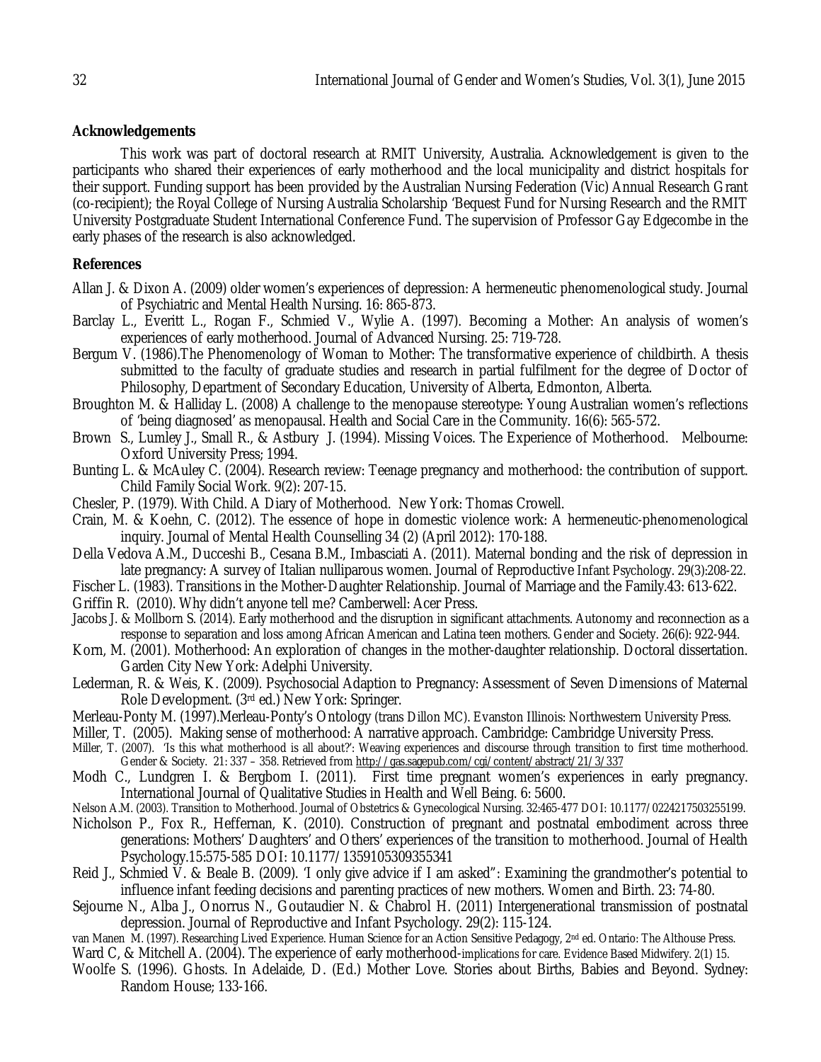## Acknowledgements

This work was part of doctoral research at RMIT University, Australia. Acknowledgement is given to the participants who shared their experiences of early motherhood and the local municipality and district hospitals for their support. Funding support has been provided by the Australian Nursing Federation (Vic) Annual Research Grant (co-recipient); the Royal College of Nursing Australia Scholarship 'Bequest Fund for Nursing Research and the RMIT University Postgraduate Student International Conference Fund. The supervision of Professor Gay Edgecombe in the early phases of the research is also acknowledged.

## References

Allan J. & Dixon A. (2009) older women's experiences of depression: A hermeneutic phenomenological study. Journal of Psychiatric and Mental Health Nursing. 16: 865-873.

Barclay L., Everitt L., Rogan F., Schmied V., Wylie A. (1997). Becoming a Mother: An analysis of women's experiences of early motherhood. Journal of Advanced Nursing. 25: 719-728.

Bergum V. (1986).The Phenomenology of Woman to Mother: The transformative experience of childbirth. A thesis submitted to the faculty of graduate studies and research in partial fulfilment for the degree of Doctor of Philosophy, Department of Secondary Education, University of Alberta, Edmonton, Alberta.

Broughton M. & Halliday L. (2008) A challenge to the menopause stereotype: Young Australian women's reflections of 'being diagnosed' as menopausal. Health and Social Care in the Community. 16(6): 565-572.

Brown S., Lumley J., Small R., & Astbury J. (1994). Missing Voices. The Experience of Motherhood. Melbourne: Oxford University Press; 1994.

Bunting L. & McAuley C. (2004). Research review: Teenage pregnancy and motherhood: the contribution of support. Child Family Social Work. 9(2): 207-15.

Chesler, P. (1979). With Child. A Diary of Motherhood. New York: Thomas Crowell.

Crain, M. & Koehn, C. (2012). The essence of hope in domestic violence work: A hermeneutic-phenomenological inquiry. Journal of Mental Health Counselling 34 (2) (April 2012): 170-188.

Della Vedova A.M., Ducceshi B., Cesana B.M., Imbasciati A. (2011). Maternal bonding and the risk of depression in late pregnancy: A survey of Italian nulliparous women. Journal of Reproductive Infant Psychology. 29(3):208-22.

Fischer L. (1983). Transitions in the Mother-Daughter Relationship. Journal of Marriage and the Family.43: 613-622.

Griffin R. (2010). Why didn't anyone tell me? Camberwell: Acer Press.

Jacobs J. & Mollborn S. (2014). Early motherhood and the disruption in significant attachments. Autonomy and reconnection as a response to separation and loss among African American and Latina teen mothers. Gender and Society. 26(6): 922-944.

Korn, M. (2001). Motherhood: An exploration of changes in the mother-daughter relationship. Doctoral dissertation. Garden City New York: Adelphi University.

Lederman, R. & Weis, K. (2009). Psychosocial Adaption to Pregnancy: Assessment of Seven Dimensions of Maternal Role Development. (3rd ed.) New York: Springer.

Merleau-Ponty M. (1997).Merleau-Ponty's Ontology (trans Dillon MC). Evanston Illinois: Northwestern University Press.

Miller, T. (2005). Making sense of motherhood: A narrative approach. Cambridge: Cambridge University Press.

Miller, T. (2007). 'Is this what motherhood is all about?': Weaving experiences and discourse through transition to first time motherhood. Gender & Society. 21: 337 – 358. Retrieved from http://gas.sagepub.com/cgi/content/abstract/21/3/337

Modh C., Lundgren I. & Bergbom I. (2011). First time pregnant women's experiences in early pregnancy. International Journal of Qualitative Studies in Health and Well Being. 6: 5600.

Nelson A.M. (2003). Transition to Motherhood. Journal of Obstetrics & Gynecological Nursing. 32:465-477 DOI: 10.1177/0224217503255199.

Nicholson P., Fox R., Heffernan, K. (2010). Construction of pregnant and postnatal embodiment across three generations: Mothers' Daughters' and Others' experiences of the transition to motherhood. Journal of Health Psychology.15:575-585 DOI: 10.1177/1359105309355341

Reid J., Schmied V. & Beale B. (2009). 'I only give advice if I am asked": Examining the grandmother's potential to influence infant feeding decisions and parenting practices of new mothers. Women and Birth. 23: 74-80.

Sejourne N., Alba J., Onorrus N., Goutaudier N. & Chabrol H. (2011) Intergenerational transmission of postnatal depression. Journal of Reproductive and Infant Psychology. 29(2): 115-124.

van Manen M. (1997). Researching Lived Experience. Human Science for an Action Sensitive Pedagogy, 2nd ed. Ontario: The Althouse Press.

Ward C, & Mitchell A. (2004). The experience of early motherhood-implications for care. Evidence Based Midwifery. 2(1) 15.

Woolfe S. (1996). Ghosts. In Adelaide, D. (Ed.) Mother Love. Stories about Births, Babies and Beyond. Sydney: Random House; 133-166.